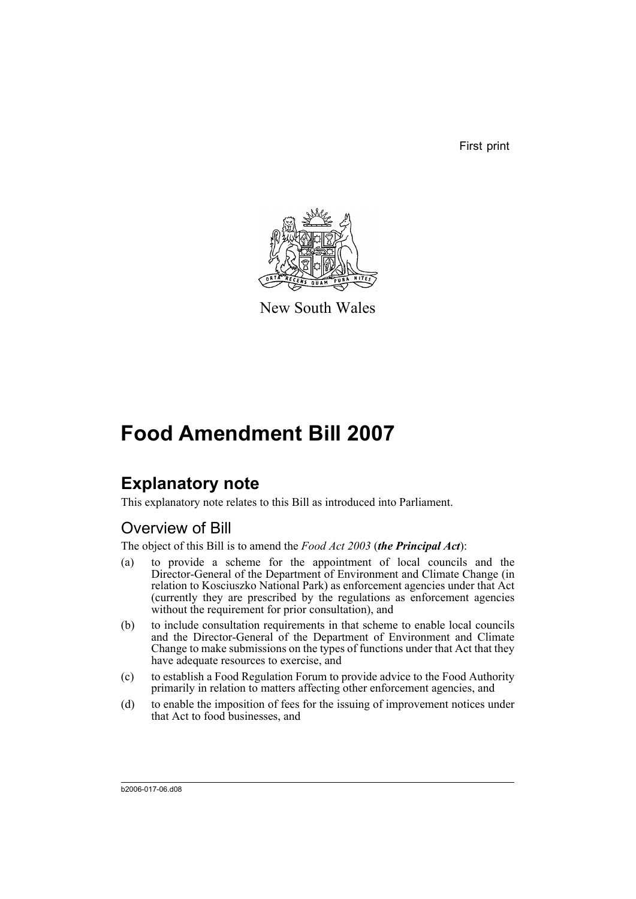First print

New South Wales

# Food Amendment Bill 2007

## Explanatory note

This explanatory note relates to this Bill as introduced into Parliament.

### Overview of Bill

The object of this Bill is to amend the *Food Act 2003* (***the Principal Act***):

(a) to provide a scheme for the appointment of local councils and the Director-General of the Department of Environment and Climate Change (in relation to Kosciuszko National Park) as enforcement agencies under that Act (currently they are prescribed by the regulations as enforcement agencies without the requirement for prior consultation), and

(b) to include consultation requirements in that scheme to enable local councils and the Director-General of the Department of Environment and Climate Change to make submissions on the types of functions under that Act that they have adequate resources to exercise, and

(c) to establish a Food Regulation Forum to provide advice to the Food Authority primarily in relation to matters affecting other enforcement agencies, and

(d) to enable the imposition of fees for the issuing of improvement notices under that Act to food businesses, and

b2006-017-06.d08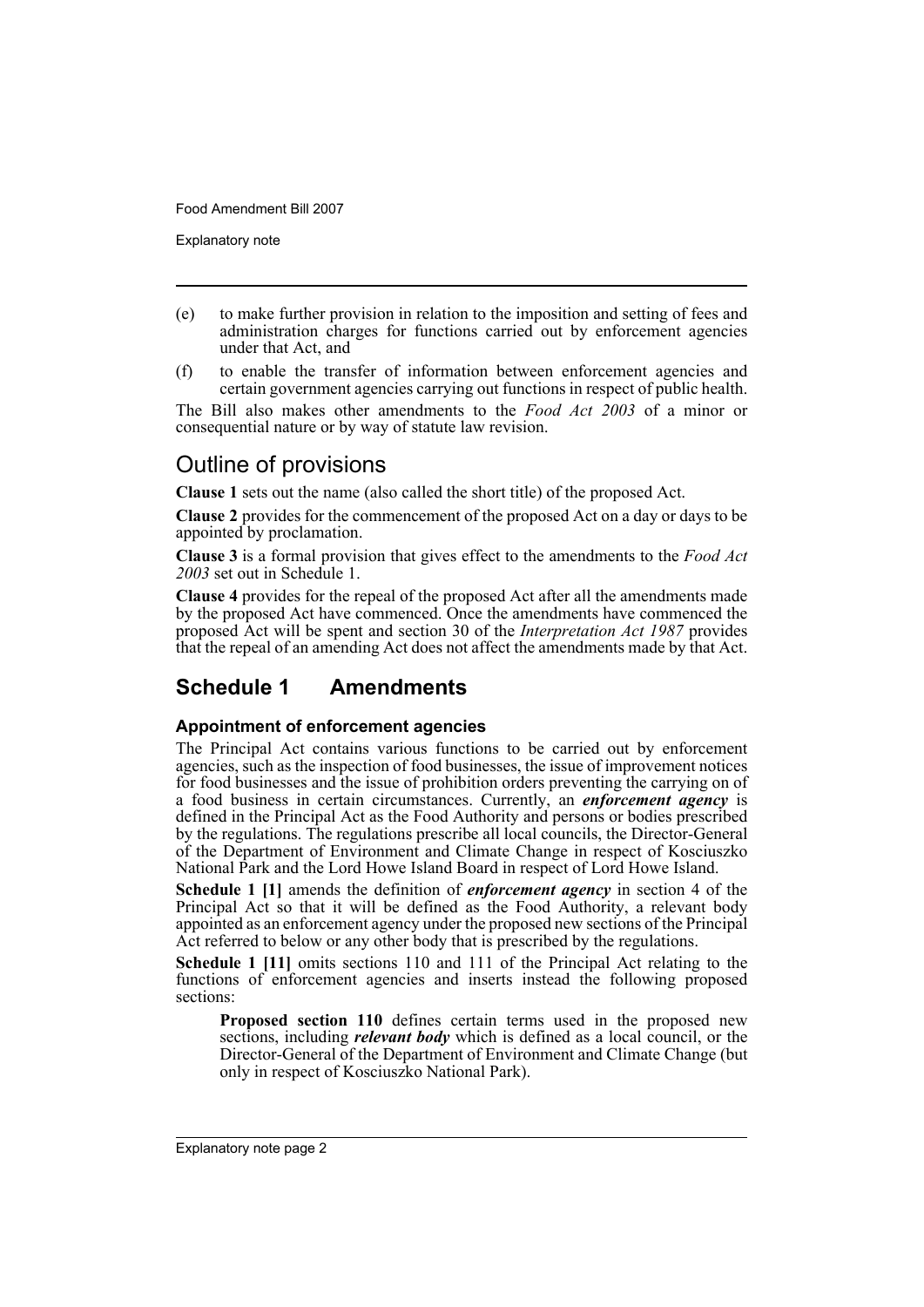(e) to make further provision in relation to the imposition and setting of fees and administration charges for functions carried out by enforcement agencies under that Act, and

(f) to enable the transfer of information between enforcement agencies and certain government agencies carrying out functions in respect of public health.

The Bill also makes other amendments to the *Food Act 2003* of a minor or consequential nature or by way of statute law revision.

## Outline of provisions

**Clause 1** sets out the name (also called the short title) of the proposed Act.

**Clause 2** provides for the commencement of the proposed Act on a day or days to be appointed by proclamation.

**Clause 3** is a formal provision that gives effect to the amendments to the *Food Act 2003* set out in Schedule 1.

**Clause 4** provides for the repeal of the proposed Act after all the amendments made by the proposed Act have commenced. Once the amendments have commenced the proposed Act will be spent and section 30 of the *Interpretation Act 1987* provides that the repeal of an amending Act does not affect the amendments made by that Act.

## Schedule 1 Amendments

### Appointment of enforcement agencies

The Principal Act contains various functions to be carried out by enforcement agencies, such as the inspection of food businesses, the issue of improvement notices for food businesses and the issue of prohibition orders preventing the carrying on of a food business in certain circumstances. Currently, an ***enforcement agency*** is defined in the Principal Act as the Food Authority and persons or bodies prescribed by the regulations. The regulations prescribe all local councils, the Director-General of the Department of Environment and Climate Change in respect of Kosciuszko National Park and the Lord Howe Island Board in respect of Lord Howe Island.

**Schedule 1 [1]** amends the definition of ***enforcement agency*** in section 4 of the Principal Act so that it will be defined as the Food Authority, a relevant body appointed as an enforcement agency under the proposed new sections of the Principal Act referred to below or any other body that is prescribed by the regulations.

**Schedule 1 [11]** omits sections 110 and 111 of the Principal Act relating to the functions of enforcement agencies and inserts instead the following proposed sections:

> **Proposed section 110** defines certain terms used in the proposed new sections, including ***relevant body*** which is defined as a local council, or the Director-General of the Department of Environment and Climate Change (but only in respect of Kosciuszko National Park).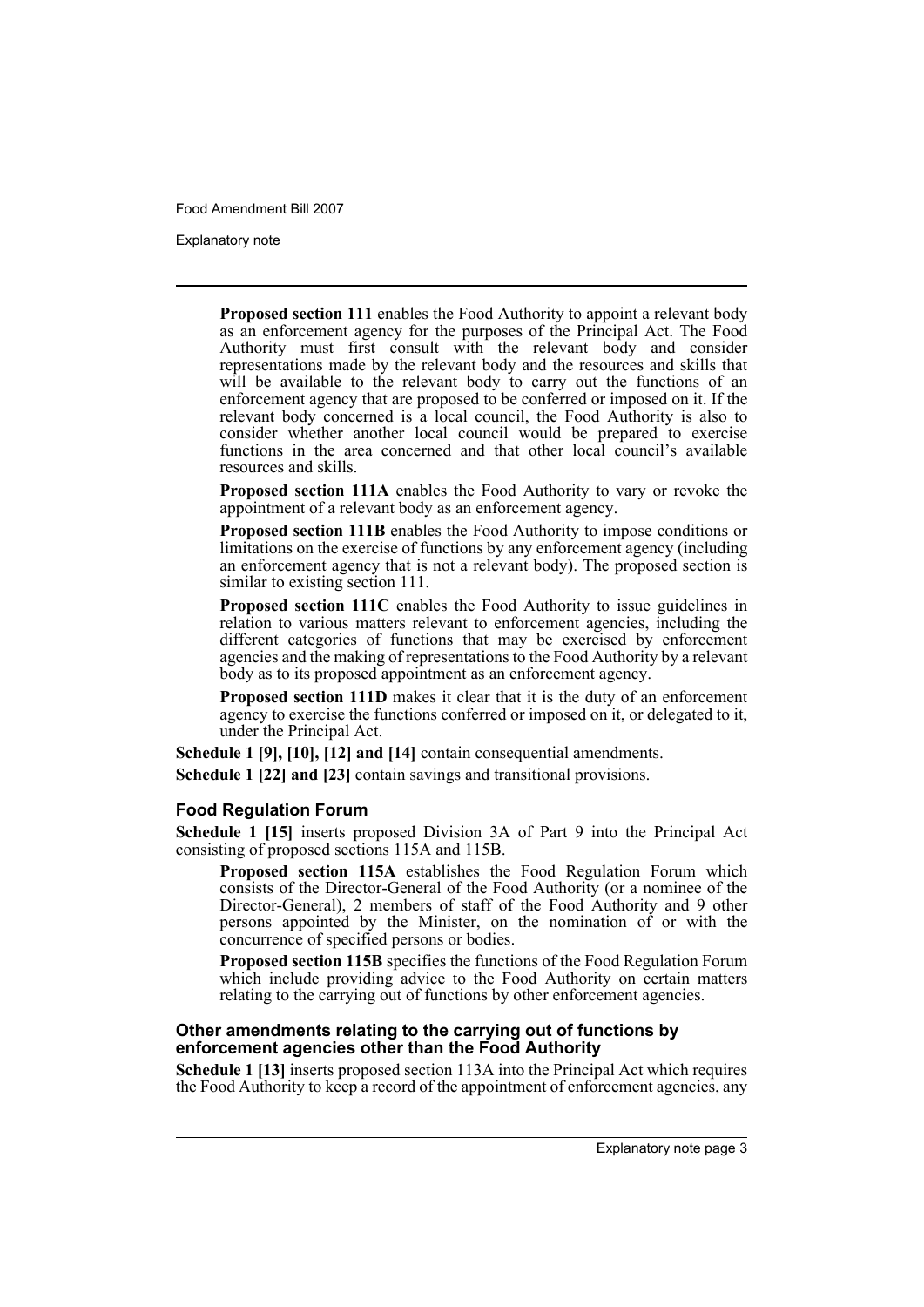**Proposed section 111** enables the Food Authority to appoint a relevant body as an enforcement agency for the purposes of the Principal Act. The Food Authority must first consult with the relevant body and consider representations made by the relevant body and the resources and skills that will be available to the relevant body to carry out the functions of an enforcement agency that are proposed to be conferred or imposed on it. If the relevant body concerned is a local council, the Food Authority is also to consider whether another local council would be prepared to exercise functions in the area concerned and that other local council's available resources and skills.

**Proposed section 111A** enables the Food Authority to vary or revoke the appointment of a relevant body as an enforcement agency.

**Proposed section 111B** enables the Food Authority to impose conditions or limitations on the exercise of functions by any enforcement agency (including an enforcement agency that is not a relevant body). The proposed section is similar to existing section 111.

**Proposed section 111C** enables the Food Authority to issue guidelines in relation to various matters relevant to enforcement agencies, including the different categories of functions that may be exercised by enforcement agencies and the making of representations to the Food Authority by a relevant body as to its proposed appointment as an enforcement agency.

**Proposed section 111D** makes it clear that it is the duty of an enforcement agency to exercise the functions conferred or imposed on it, or delegated to it, under the Principal Act.

**Schedule 1 [9], [10], [12] and [14]** contain consequential amendments.

**Schedule 1 [22] and [23]** contain savings and transitional provisions.

### Food Regulation Forum

**Schedule 1 [15]** inserts proposed Division 3A of Part 9 into the Principal Act consisting of proposed sections 115A and 115B.

**Proposed section 115A** establishes the Food Regulation Forum which consists of the Director-General of the Food Authority (or a nominee of the Director-General), 2 members of staff of the Food Authority and 9 other persons appointed by the Minister, on the nomination of or with the concurrence of specified persons or bodies.

**Proposed section 115B** specifies the functions of the Food Regulation Forum which include providing advice to the Food Authority on certain matters relating to the carrying out of functions by other enforcement agencies.

### Other amendments relating to the carrying out of functions by enforcement agencies other than the Food Authority

**Schedule 1 [13]** inserts proposed section 113A into the Principal Act which requires the Food Authority to keep a record of the appointment of enforcement agencies, any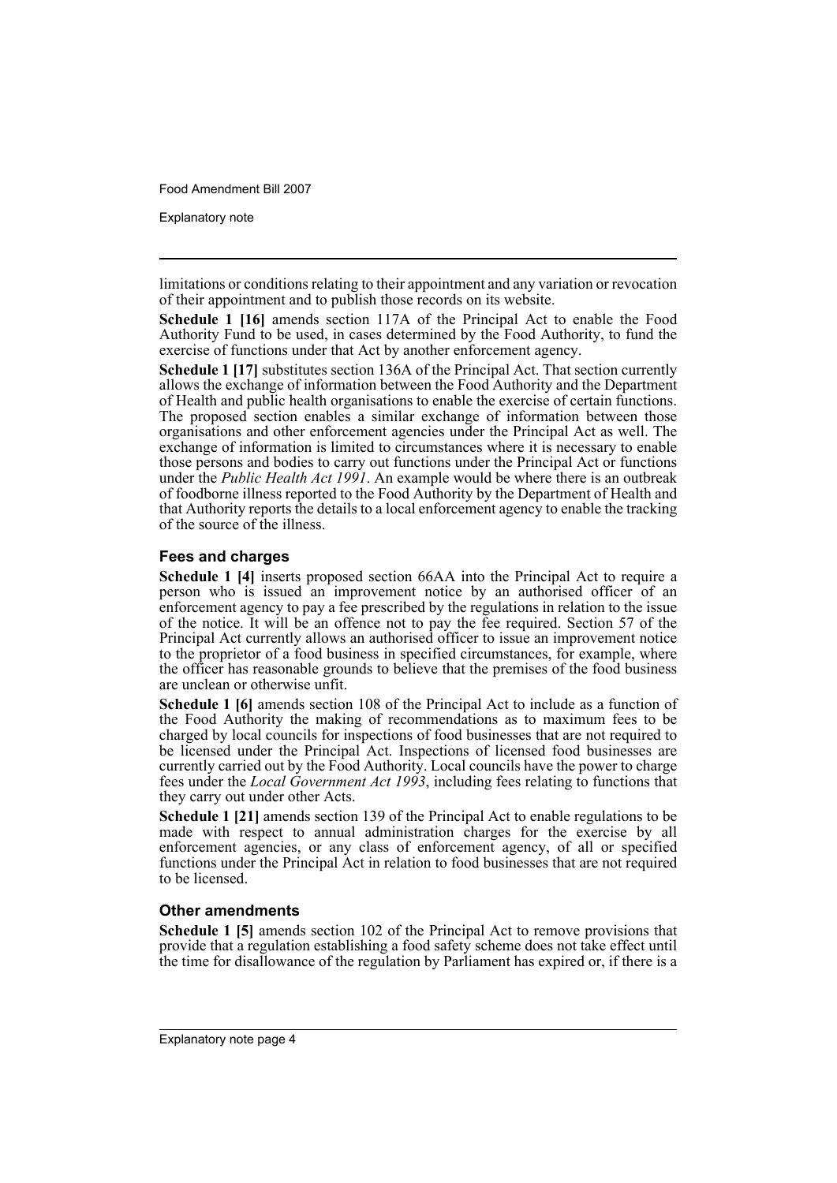limitations or conditions relating to their appointment and any variation or revocation of their appointment and to publish those records on its website.

**Schedule 1 [16]** amends section 117A of the Principal Act to enable the Food Authority Fund to be used, in cases determined by the Food Authority, to fund the exercise of functions under that Act by another enforcement agency.

**Schedule 1 [17]** substitutes section 136A of the Principal Act. That section currently allows the exchange of information between the Food Authority and the Department of Health and public health organisations to enable the exercise of certain functions. The proposed section enables a similar exchange of information between those organisations and other enforcement agencies under the Principal Act as well. The exchange of information is limited to circumstances where it is necessary to enable those persons and bodies to carry out functions under the Principal Act or functions under the *Public Health Act 1991*. An example would be where there is an outbreak of foodborne illness reported to the Food Authority by the Department of Health and that Authority reports the details to a local enforcement agency to enable the tracking of the source of the illness.

### Fees and charges

**Schedule 1 [4]** inserts proposed section 66AA into the Principal Act to require a person who is issued an improvement notice by an authorised officer of an enforcement agency to pay a fee prescribed by the regulations in relation to the issue of the notice. It will be an offence not to pay the fee required. Section 57 of the Principal Act currently allows an authorised officer to issue an improvement notice to the proprietor of a food business in specified circumstances, for example, where the officer has reasonable grounds to believe that the premises of the food business are unclean or otherwise unfit.

**Schedule 1 [6]** amends section 108 of the Principal Act to include as a function of the Food Authority the making of recommendations as to maximum fees to be charged by local councils for inspections of food businesses that are not required to be licensed under the Principal Act. Inspections of licensed food businesses are currently carried out by the Food Authority. Local councils have the power to charge fees under the *Local Government Act 1993*, including fees relating to functions that they carry out under other Acts.

**Schedule 1 [21]** amends section 139 of the Principal Act to enable regulations to be made with respect to annual administration charges for the exercise by all enforcement agencies, or any class of enforcement agency, of all or specified functions under the Principal Act in relation to food businesses that are not required to be licensed.

### Other amendments

**Schedule 1 [5]** amends section 102 of the Principal Act to remove provisions that provide that a regulation establishing a food safety scheme does not take effect until the time for disallowance of the regulation by Parliament has expired or, if there is a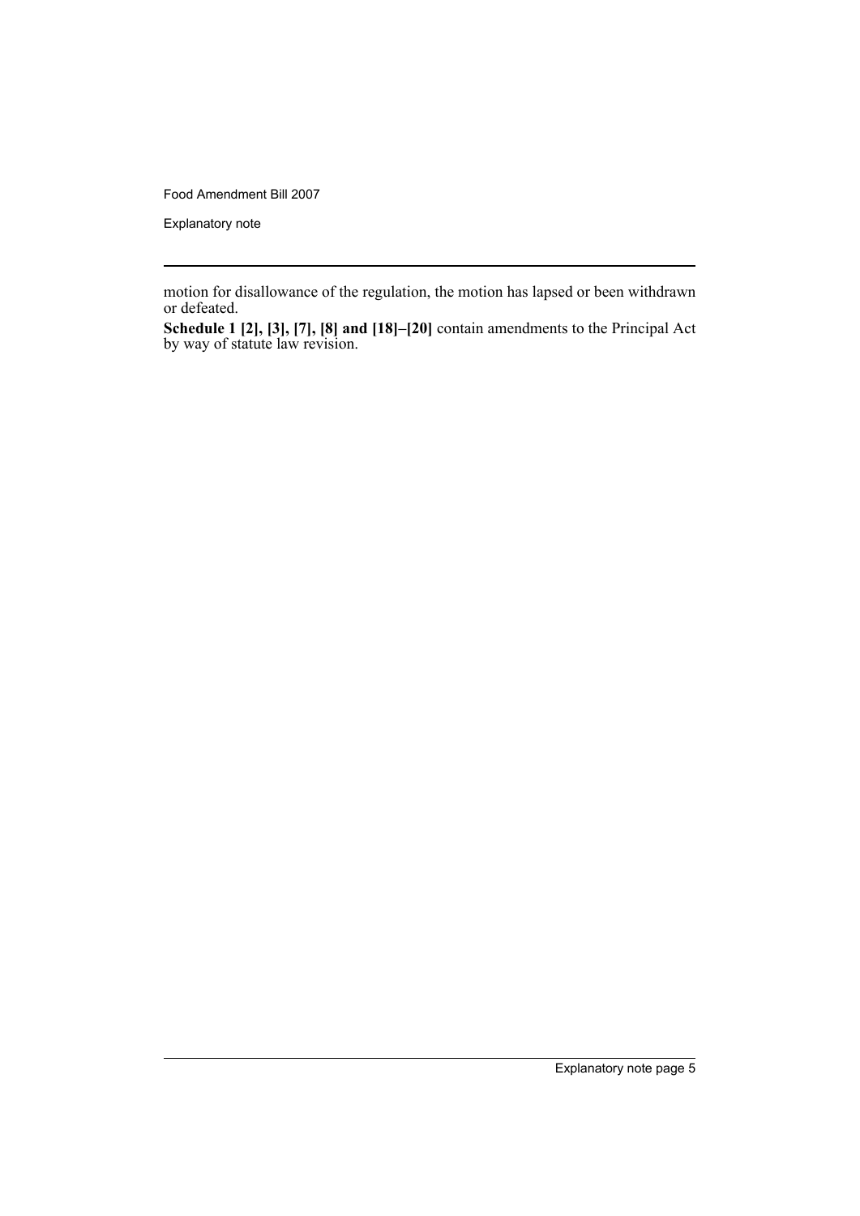motion for disallowance of the regulation, the motion has lapsed or been withdrawn or defeated.

**Schedule 1 [2], [3], [7], [8] and [18]–[20]** contain amendments to the Principal Act by way of statute law revision.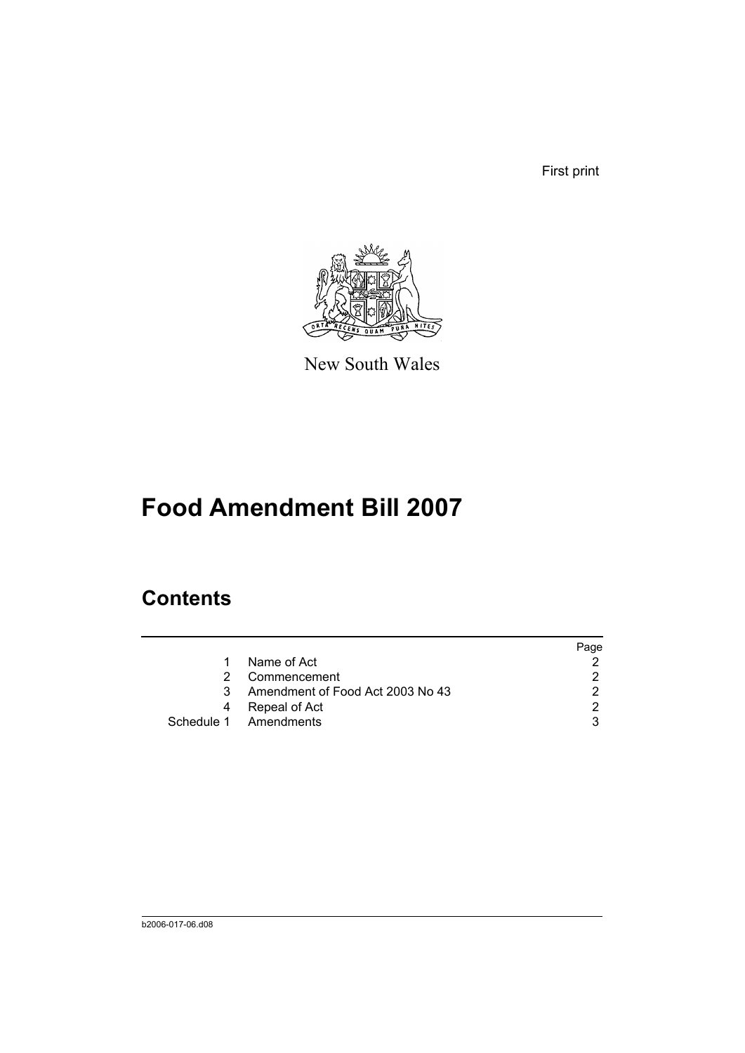First print

New South Wales

# Food Amendment Bill 2007

## Contents

| | | Page |
|---|---|---|
| 1 | Name of Act | 2 |
| 2 | Commencement | 2 |
| 3 | Amendment of Food Act 2003 No 43 | 2 |
| 4 | Repeal of Act | 2 |
| Schedule 1 | Amendments | 3 |

b2006-017-06.d08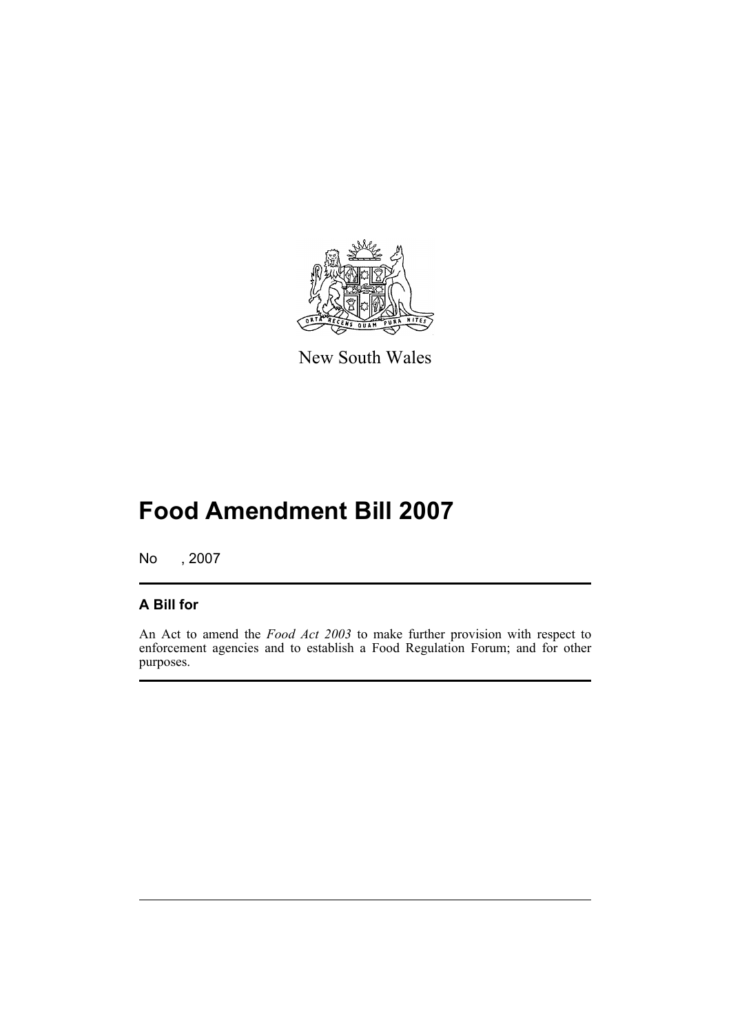New South Wales

# Food Amendment Bill 2007

No , 2007

## A Bill for

An Act to amend the *Food Act 2003* to make further provision with respect to enforcement agencies and to establish a Food Regulation Forum; and for other purposes.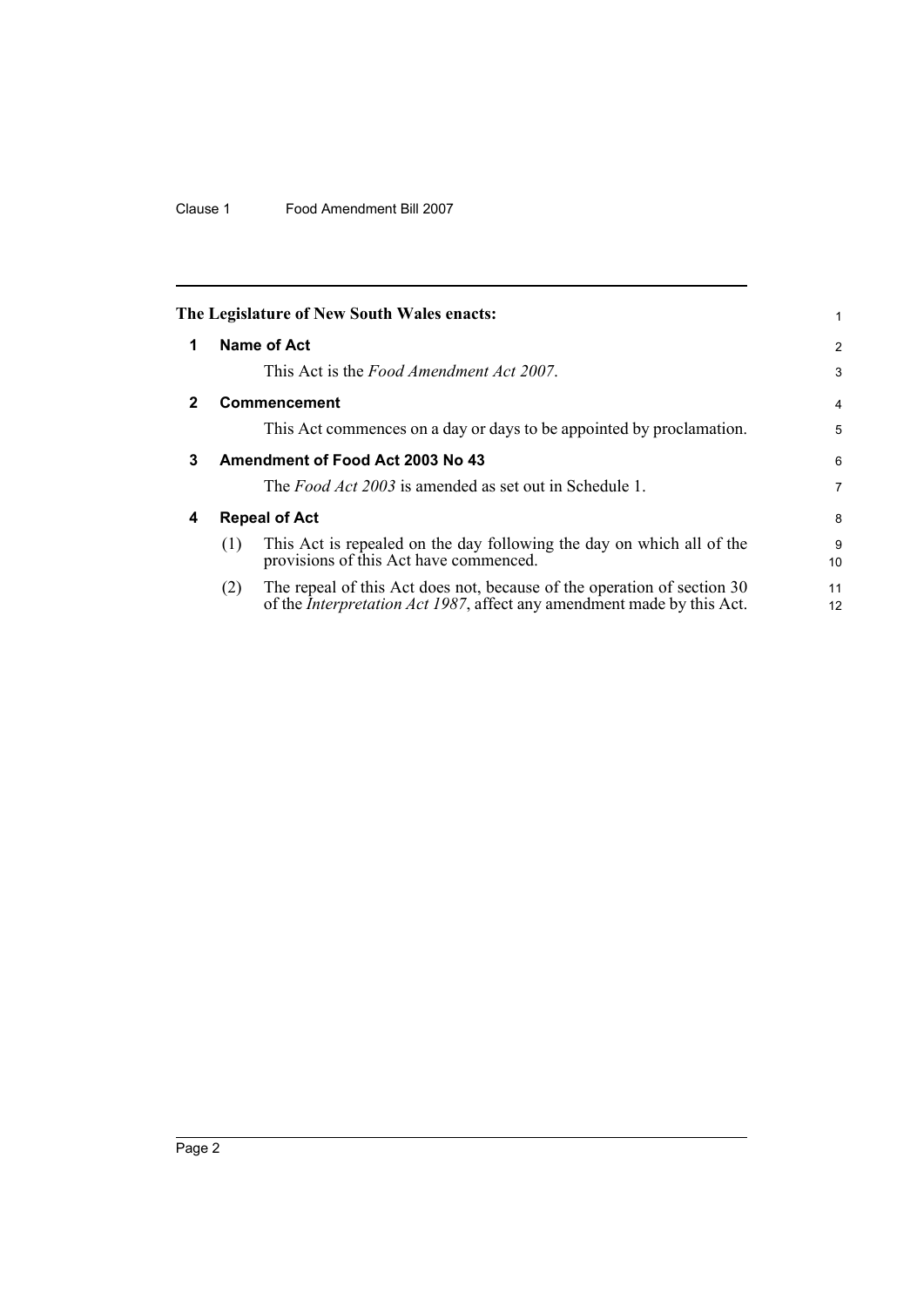The Legislature of New South Wales enacts:

## 1 Name of Act

This Act is the *Food Amendment Act 2007*.

## 2 Commencement

This Act commences on a day or days to be appointed by proclamation.

## 3 Amendment of Food Act 2003 No 43

The *Food Act 2003* is amended as set out in Schedule 1.

## 4 Repeal of Act

(1) This Act is repealed on the day following the day on which all of the provisions of this Act have commenced.

(2) The repeal of this Act does not, because of the operation of section 30 of the *Interpretation Act 1987*, affect any amendment made by this Act.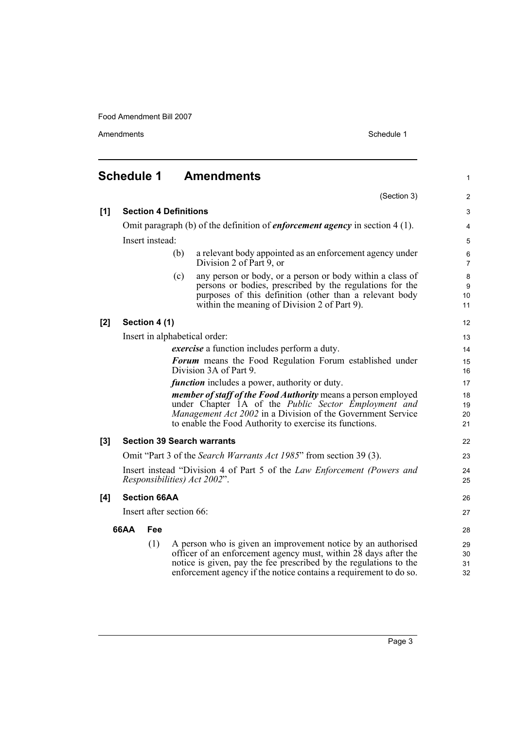## Schedule 1 Amendments

(Section 3)

**[1] Section 4 Definitions**

Omit paragraph (b) of the definition of ***enforcement agency*** in section 4 (1).

Insert instead:

> (b) a relevant body appointed as an enforcement agency under Division 2 of Part 9, or
>
> (c) any person or body, or a person or body within a class of persons or bodies, prescribed by the regulations for the purposes of this definition (other than a relevant body within the meaning of Division 2 of Part 9).

**[2] Section 4 (1)**

Insert in alphabetical order:

> ***exercise*** a function includes perform a duty.
>
> ***Forum*** means the Food Regulation Forum established under Division 3A of Part 9.
>
> ***function*** includes a power, authority or duty.
>
> ***member of staff of the Food Authority*** means a person employed under Chapter 1A of the *Public Sector Employment and Management Act 2002* in a Division of the Government Service to enable the Food Authority to exercise its functions.

**[3] Section 39 Search warrants**

Omit "Part 3 of the *Search Warrants Act 1985*" from section 39 (3).

Insert instead "Division 4 of Part 5 of the *Law Enforcement (Powers and Responsibilities) Act 2002*".

**[4] Section 66AA**

Insert after section 66:

**66AA Fee**

(1) A person who is given an improvement notice by an authorised officer of an enforcement agency must, within 28 days after the notice is given, pay the fee prescribed by the regulations to the enforcement agency if the notice contains a requirement to do so.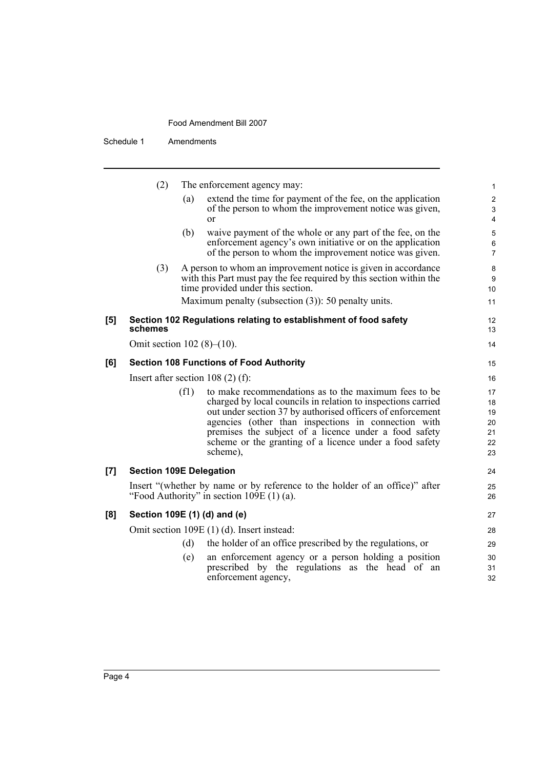(2) The enforcement agency may:

(a) extend the time for payment of the fee, on the application of the person to whom the improvement notice was given, or

(b) waive payment of the whole or any part of the fee, on the enforcement agency's own initiative or on the application of the person to whom the improvement notice was given.

(3) A person to whom an improvement notice is given in accordance with this Part must pay the fee required by this section within the time provided under this section.

Maximum penalty (subsection (3)): 50 penalty units.

**[5] Section 102 Regulations relating to establishment of food safety schemes**

Omit section 102 (8)–(10).

**[6] Section 108 Functions of Food Authority**

Insert after section 108 (2) (f):

(f1) to make recommendations as to the maximum fees to be charged by local councils in relation to inspections carried out under section 37 by authorised officers of enforcement agencies (other than inspections in connection with premises the subject of a licence under a food safety scheme or the granting of a licence under a food safety scheme),

**[7] Section 109E Delegation**

Insert "(whether by name or by reference to the holder of an office)" after "Food Authority" in section 109E (1) (a).

**[8] Section 109E (1) (d) and (e)**

Omit section 109E (1) (d). Insert instead:

(d) the holder of an office prescribed by the regulations, or

(e) an enforcement agency or a person holding a position prescribed by the regulations as the head of an enforcement agency,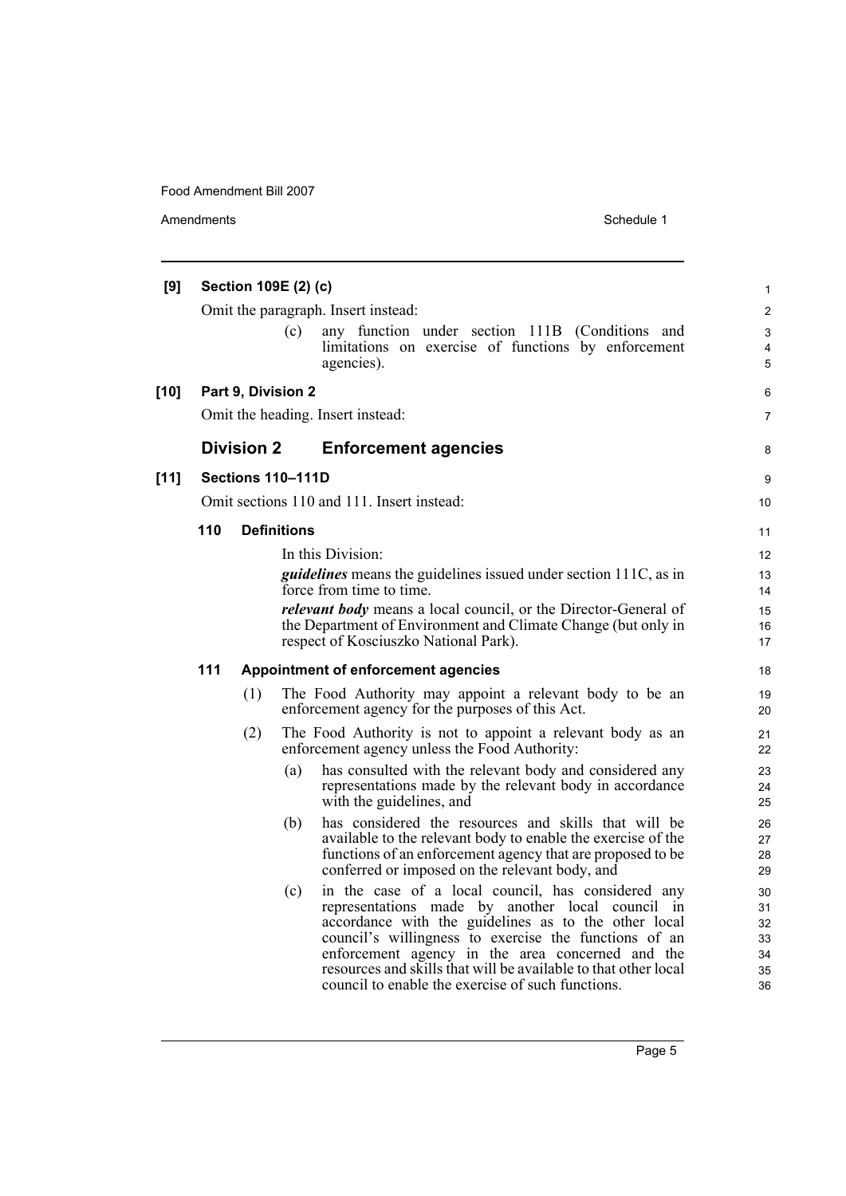**[9] Section 109E (2) (c)**

Omit the paragraph. Insert instead:

(c) any function under section 111B (Conditions and limitations on exercise of functions by enforcement agencies).

**[10] Part 9, Division 2**

Omit the heading. Insert instead:

## Division 2 Enforcement agencies

**[11] Sections 110–111D**

Omit sections 110 and 111. Insert instead:

### 110 Definitions

In this Division:

***guidelines*** means the guidelines issued under section 111C, as in force from time to time.

***relevant body*** means a local council, or the Director-General of the Department of Environment and Climate Change (but only in respect of Kosciuszko National Park).

### 111 Appointment of enforcement agencies

(1) The Food Authority may appoint a relevant body to be an enforcement agency for the purposes of this Act.

(2) The Food Authority is not to appoint a relevant body as an enforcement agency unless the Food Authority:

(a) has consulted with the relevant body and considered any representations made by the relevant body in accordance with the guidelines, and

(b) has considered the resources and skills that will be available to the relevant body to enable the exercise of the functions of an enforcement agency that are proposed to be conferred or imposed on the relevant body, and

(c) in the case of a local council, has considered any representations made by another local council in accordance with the guidelines as to the other local council's willingness to exercise the functions of an enforcement agency in the area concerned and the resources and skills that will be available to that other local council to enable the exercise of such functions.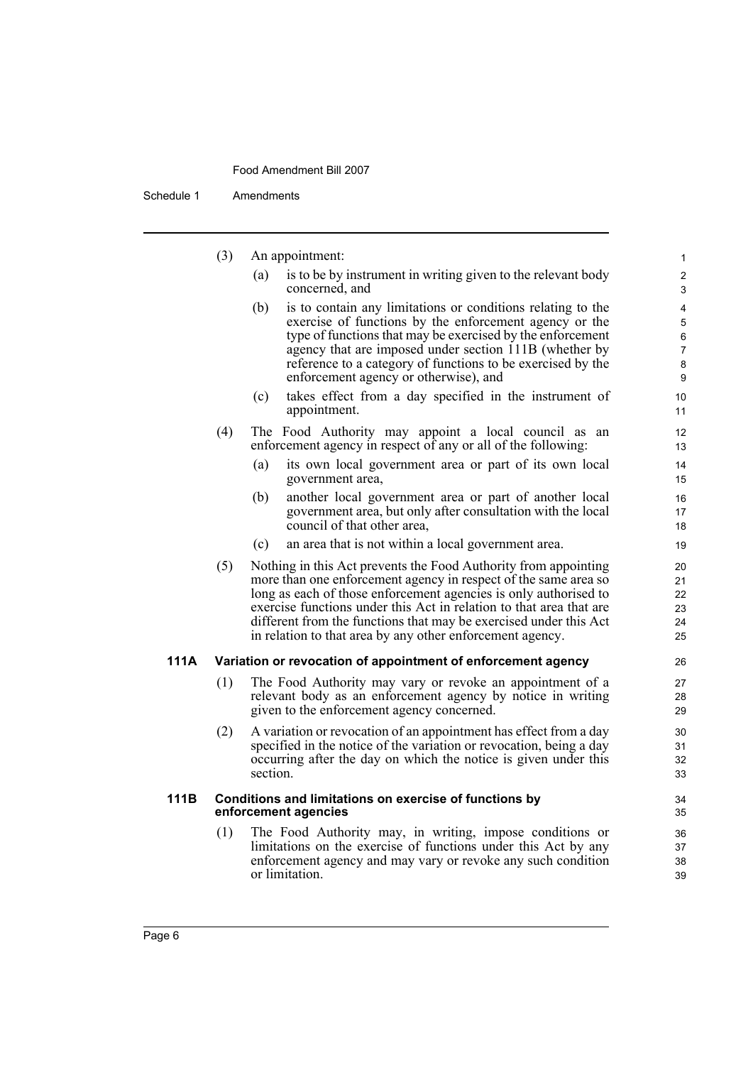(3) An appointment:

(a) is to be by instrument in writing given to the relevant body concerned, and

(b) is to contain any limitations or conditions relating to the exercise of functions by the enforcement agency or the type of functions that may be exercised by the enforcement agency that are imposed under section 111B (whether by reference to a category of functions to be exercised by the enforcement agency or otherwise), and

(c) takes effect from a day specified in the instrument of appointment.

(4) The Food Authority may appoint a local council as an enforcement agency in respect of any or all of the following:

(a) its own local government area or part of its own local government area,

(b) another local government area or part of another local government area, but only after consultation with the local council of that other area,

(c) an area that is not within a local government area.

(5) Nothing in this Act prevents the Food Authority from appointing more than one enforcement agency in respect of the same area so long as each of those enforcement agencies is only authorised to exercise functions under this Act in relation to that area that are different from the functions that may be exercised under this Act in relation to that area by any other enforcement agency.

### 111A Variation or revocation of appointment of enforcement agency

(1) The Food Authority may vary or revoke an appointment of a relevant body as an enforcement agency by notice in writing given to the enforcement agency concerned.

(2) A variation or revocation of an appointment has effect from a day specified in the notice of the variation or revocation, being a day occurring after the day on which the notice is given under this section.

### 111B Conditions and limitations on exercise of functions by enforcement agencies

(1) The Food Authority may, in writing, impose conditions or limitations on the exercise of functions under this Act by any enforcement agency and may vary or revoke any such condition or limitation.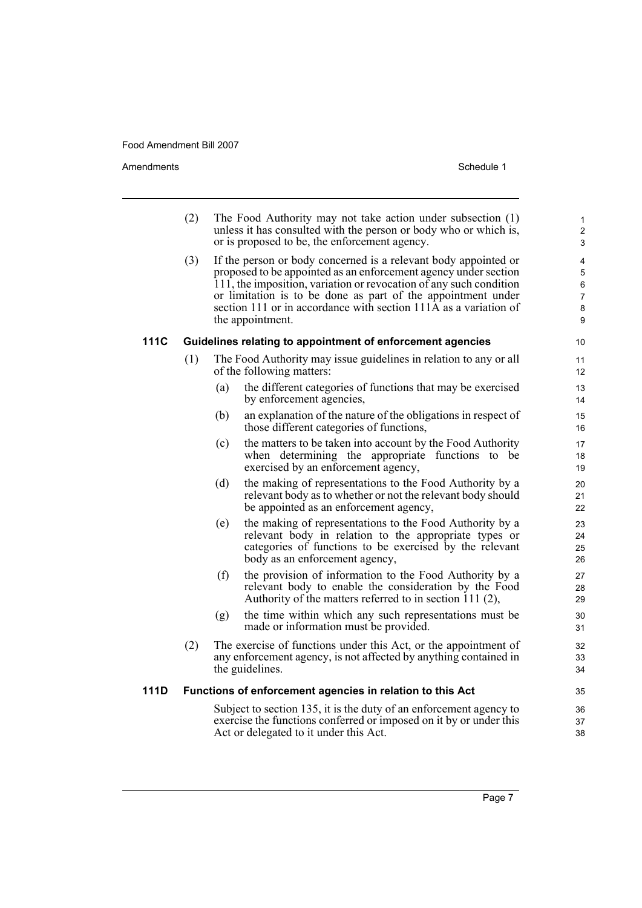(2) The Food Authority may not take action under subsection (1) unless it has consulted with the person or body who or which is, or is proposed to be, the enforcement agency.

(3) If the person or body concerned is a relevant body appointed or proposed to be appointed as an enforcement agency under section 111, the imposition, variation or revocation of any such condition or limitation is to be done as part of the appointment under section 111 or in accordance with section 111A as a variation of the appointment.

### 111C Guidelines relating to appointment of enforcement agencies

(1) The Food Authority may issue guidelines in relation to any or all of the following matters:

- (a) the different categories of functions that may be exercised by enforcement agencies,
- (b) an explanation of the nature of the obligations in respect of those different categories of functions,
- (c) the matters to be taken into account by the Food Authority when determining the appropriate functions to be exercised by an enforcement agency,
- (d) the making of representations to the Food Authority by a relevant body as to whether or not the relevant body should be appointed as an enforcement agency,
- (e) the making of representations to the Food Authority by a relevant body in relation to the appropriate types or categories of functions to be exercised by the relevant body as an enforcement agency,
- (f) the provision of information to the Food Authority by a relevant body to enable the consideration by the Food Authority of the matters referred to in section 111 (2),
- (g) the time within which any such representations must be made or information must be provided.

(2) The exercise of functions under this Act, or the appointment of any enforcement agency, is not affected by anything contained in the guidelines.

### 111D Functions of enforcement agencies in relation to this Act

Subject to section 135, it is the duty of an enforcement agency to exercise the functions conferred or imposed on it by or under this Act or delegated to it under this Act.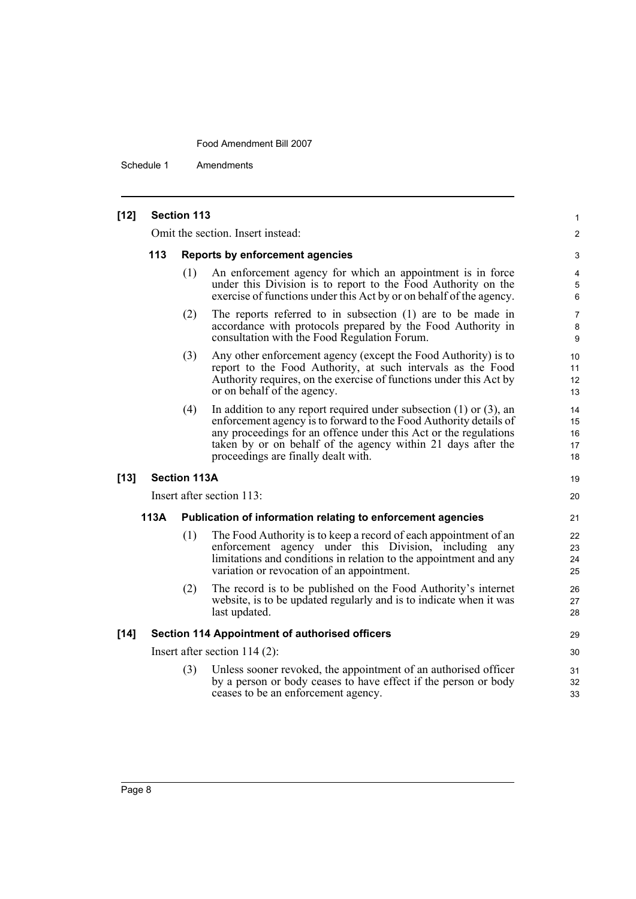**[12] Section 113**

Omit the section. Insert instead:

**113 Reports by enforcement agencies**

(1) An enforcement agency for which an appointment is in force under this Division is to report to the Food Authority on the exercise of functions under this Act by or on behalf of the agency.

(2) The reports referred to in subsection (1) are to be made in accordance with protocols prepared by the Food Authority in consultation with the Food Regulation Forum.

(3) Any other enforcement agency (except the Food Authority) is to report to the Food Authority, at such intervals as the Food Authority requires, on the exercise of functions under this Act by or on behalf of the agency.

(4) In addition to any report required under subsection (1) or (3), an enforcement agency is to forward to the Food Authority details of any proceedings for an offence under this Act or the regulations taken by or on behalf of the agency within 21 days after the proceedings are finally dealt with.

**[13] Section 113A**

Insert after section 113:

**113A Publication of information relating to enforcement agencies**

(1) The Food Authority is to keep a record of each appointment of an enforcement agency under this Division, including any limitations and conditions in relation to the appointment and any variation or revocation of an appointment.

(2) The record is to be published on the Food Authority's internet website, is to be updated regularly and is to indicate when it was last updated.

**[14] Section 114 Appointment of authorised officers**

Insert after section 114 (2):

(3) Unless sooner revoked, the appointment of an authorised officer by a person or body ceases to have effect if the person or body ceases to be an enforcement agency.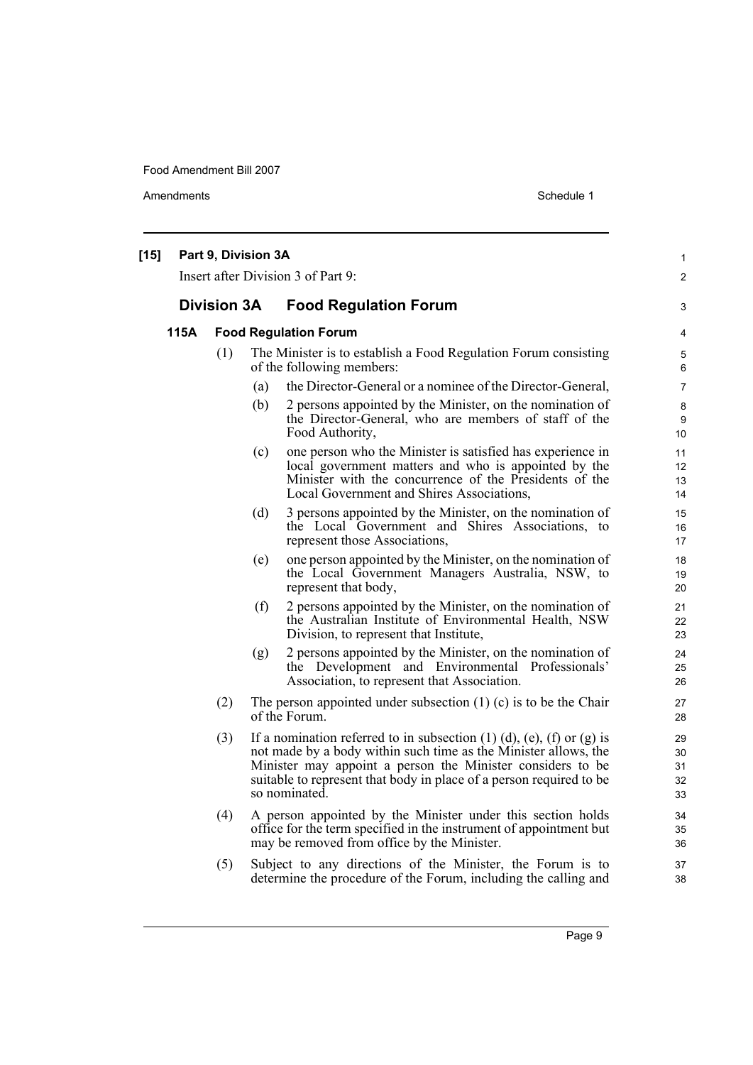**[15] Part 9, Division 3A**

Insert after Division 3 of Part 9:

## Division 3A Food Regulation Forum

### 115A Food Regulation Forum

(1) The Minister is to establish a Food Regulation Forum consisting of the following members:

(a) the Director-General or a nominee of the Director-General,

(b) 2 persons appointed by the Minister, on the nomination of the Director-General, who are members of staff of the Food Authority,

(c) one person who the Minister is satisfied has experience in local government matters and who is appointed by the Minister with the concurrence of the Presidents of the Local Government and Shires Associations,

(d) 3 persons appointed by the Minister, on the nomination of the Local Government and Shires Associations, to represent those Associations,

(e) one person appointed by the Minister, on the nomination of the Local Government Managers Australia, NSW, to represent that body,

(f) 2 persons appointed by the Minister, on the nomination of the Australian Institute of Environmental Health, NSW Division, to represent that Institute,

(g) 2 persons appointed by the Minister, on the nomination of the Development and Environmental Professionals' Association, to represent that Association.

(2) The person appointed under subsection (1) (c) is to be the Chair of the Forum.

(3) If a nomination referred to in subsection (1) (d), (e), (f) or (g) is not made by a body within such time as the Minister allows, the Minister may appoint a person the Minister considers to be suitable to represent that body in place of a person required to be so nominated.

(4) A person appointed by the Minister under this section holds office for the term specified in the instrument of appointment but may be removed from office by the Minister.

(5) Subject to any directions of the Minister, the Forum is to determine the procedure of the Forum, including the calling and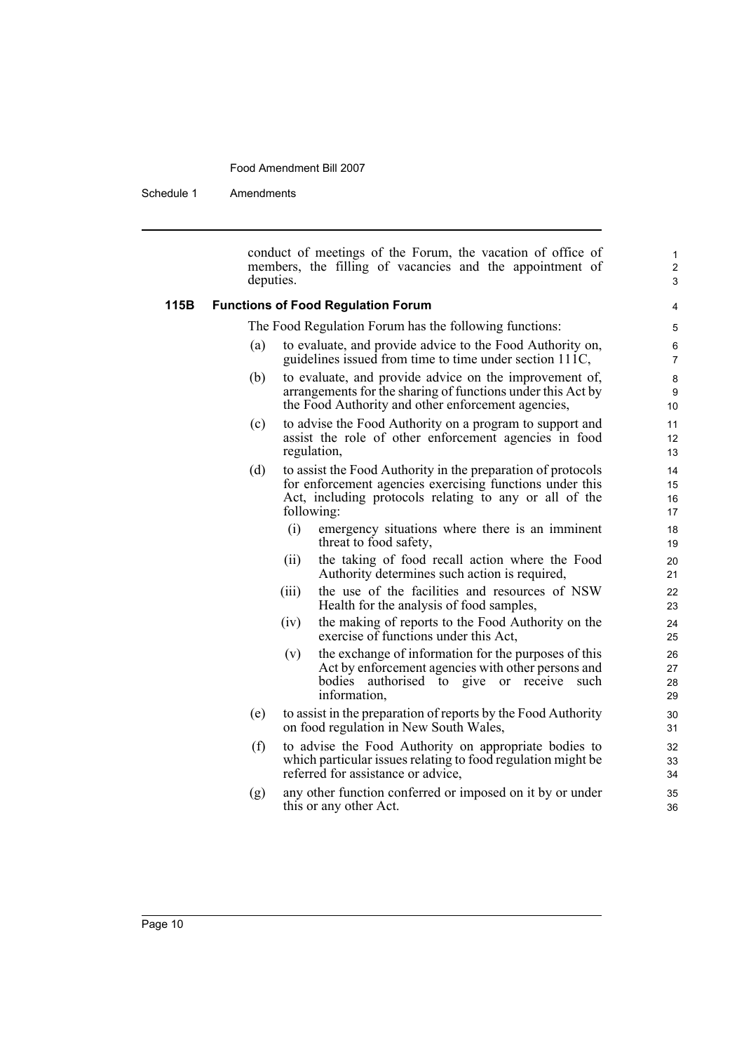conduct of meetings of the Forum, the vacation of office of members, the filling of vacancies and the appointment of deputies.

**115B Functions of Food Regulation Forum**

The Food Regulation Forum has the following functions:

(a) to evaluate, and provide advice to the Food Authority on, guidelines issued from time to time under section 111C,

(b) to evaluate, and provide advice on the improvement of, arrangements for the sharing of functions under this Act by the Food Authority and other enforcement agencies,

(c) to advise the Food Authority on a program to support and assist the role of other enforcement agencies in food regulation,

(d) to assist the Food Authority in the preparation of protocols for enforcement agencies exercising functions under this Act, including protocols relating to any or all of the following:

   (i) emergency situations where there is an imminent threat to food safety,

   (ii) the taking of food recall action where the Food Authority determines such action is required,

   (iii) the use of the facilities and resources of NSW Health for the analysis of food samples,

   (iv) the making of reports to the Food Authority on the exercise of functions under this Act,

   (v) the exchange of information for the purposes of this Act by enforcement agencies with other persons and bodies authorised to give or receive such information,

(e) to assist in the preparation of reports by the Food Authority on food regulation in New South Wales,

(f) to advise the Food Authority on appropriate bodies to which particular issues relating to food regulation might be referred for assistance or advice,

(g) any other function conferred or imposed on it by or under this or any other Act.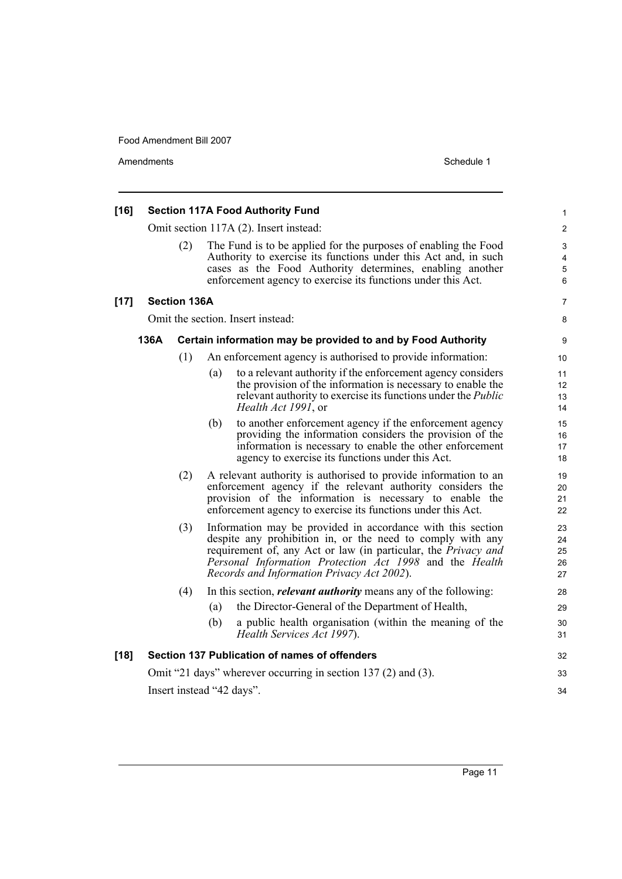**[16] Section 117A Food Authority Fund**

Omit section 117A (2). Insert instead:

(2) The Fund is to be applied for the purposes of enabling the Food Authority to exercise its functions under this Act and, in such cases as the Food Authority determines, enabling another enforcement agency to exercise its functions under this Act.

**[17] Section 136A**

Omit the section. Insert instead:

**136A Certain information may be provided to and by Food Authority**

(1) An enforcement agency is authorised to provide information:

(a) to a relevant authority if the enforcement agency considers the provision of the information is necessary to enable the relevant authority to exercise its functions under the *Public Health Act 1991*, or

(b) to another enforcement agency if the enforcement agency providing the information considers the provision of the information is necessary to enable the other enforcement agency to exercise its functions under this Act.

(2) A relevant authority is authorised to provide information to an enforcement agency if the relevant authority considers the provision of the information is necessary to enable the enforcement agency to exercise its functions under this Act.

(3) Information may be provided in accordance with this section despite any prohibition in, or the need to comply with any requirement of, any Act or law (in particular, the *Privacy and Personal Information Protection Act 1998* and the *Health Records and Information Privacy Act 2002*).

(4) In this section, ***relevant authority*** means any of the following:

(a) the Director-General of the Department of Health,

(b) a public health organisation (within the meaning of the *Health Services Act 1997*).

**[18] Section 137 Publication of names of offenders**

Omit "21 days" wherever occurring in section 137 (2) and (3).

Insert instead "42 days".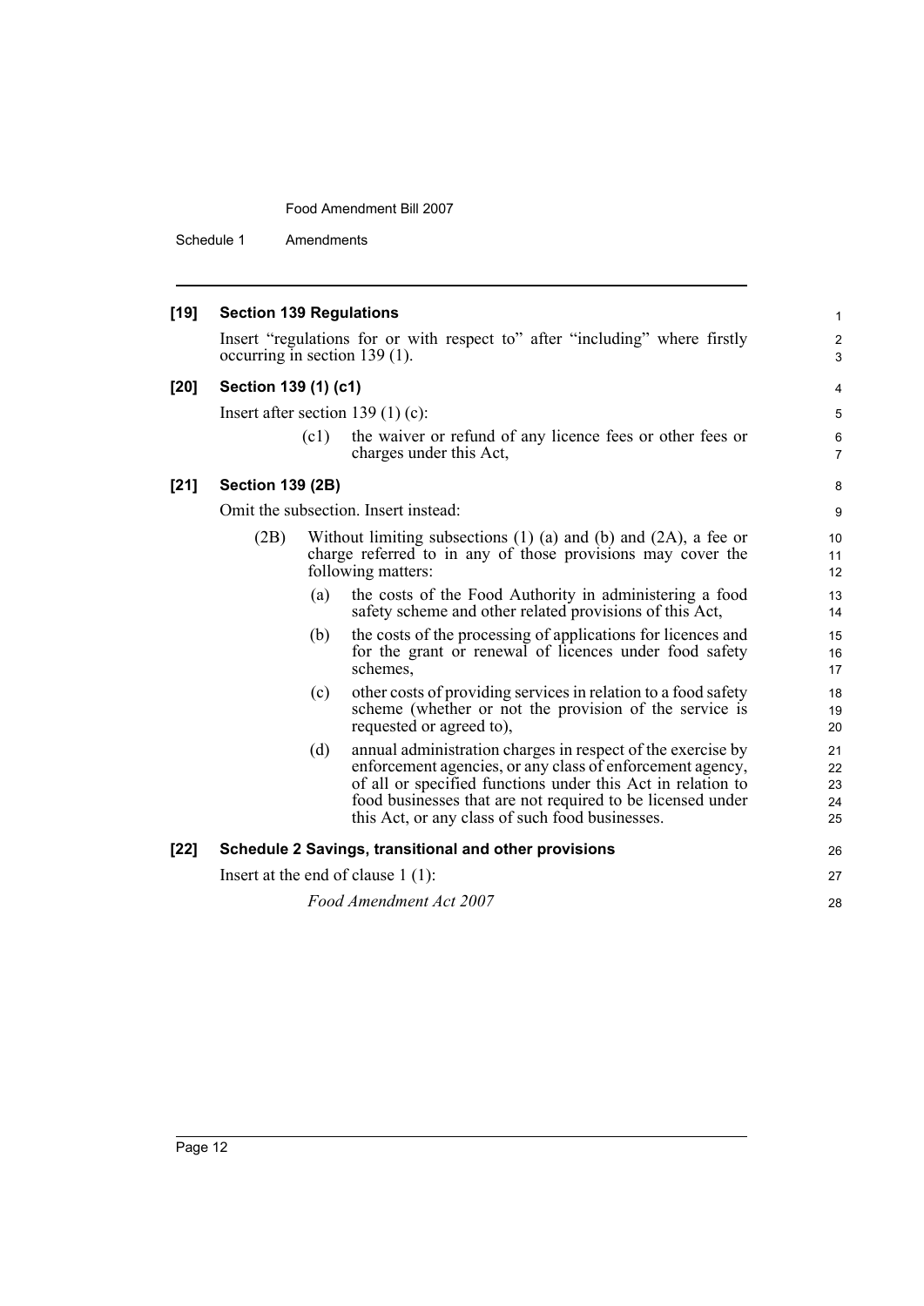**[19] Section 139 Regulations**

Insert "regulations for or with respect to" after "including" where firstly occurring in section 139 (1).

**[20] Section 139 (1) (c1)**

Insert after section 139 (1) (c):

(c1) the waiver or refund of any licence fees or other fees or charges under this Act,

**[21] Section 139 (2B)**

Omit the subsection. Insert instead:

(2B) Without limiting subsections (1) (a) and (b) and (2A), a fee or charge referred to in any of those provisions may cover the following matters:

(a) the costs of the Food Authority in administering a food safety scheme and other related provisions of this Act,

(b) the costs of the processing of applications for licences and for the grant or renewal of licences under food safety schemes,

(c) other costs of providing services in relation to a food safety scheme (whether or not the provision of the service is requested or agreed to),

(d) annual administration charges in respect of the exercise by enforcement agencies, or any class of enforcement agency, of all or specified functions under this Act in relation to food businesses that are not required to be licensed under this Act, or any class of such food businesses.

**[22] Schedule 2 Savings, transitional and other provisions**

Insert at the end of clause 1 (1):

*Food Amendment Act 2007*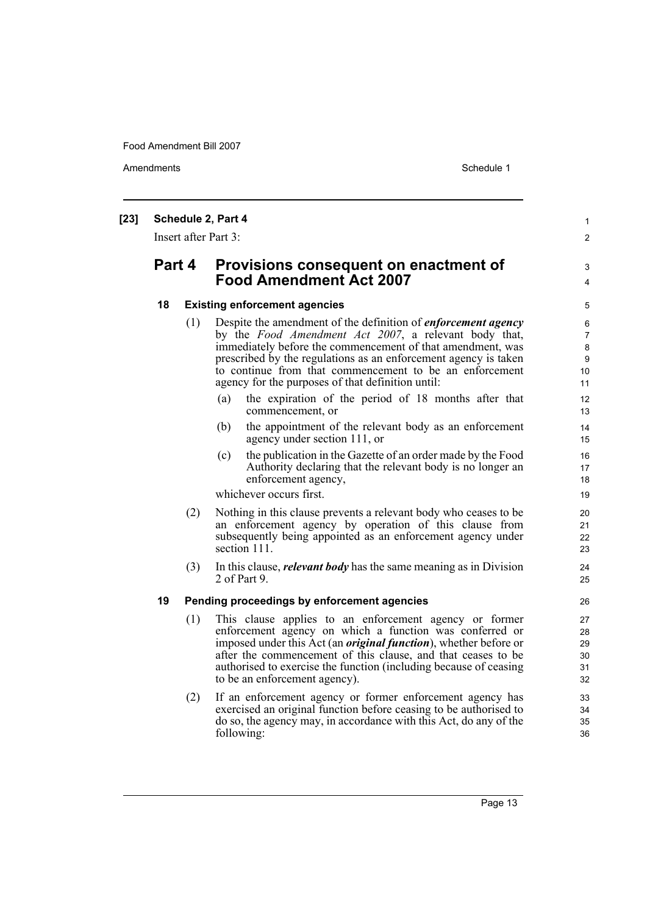**[23] Schedule 2, Part 4**

Insert after Part 3:

## Part 4 Provisions consequent on enactment of Food Amendment Act 2007

### 18 Existing enforcement agencies

(1) Despite the amendment of the definition of ***enforcement agency*** by the *Food Amendment Act 2007*, a relevant body that, immediately before the commencement of that amendment, was prescribed by the regulations as an enforcement agency is taken to continue from that commencement to be an enforcement agency for the purposes of that definition until:

(a) the expiration of the period of 18 months after that commencement, or

(b) the appointment of the relevant body as an enforcement agency under section 111, or

(c) the publication in the Gazette of an order made by the Food Authority declaring that the relevant body is no longer an enforcement agency,

whichever occurs first.

(2) Nothing in this clause prevents a relevant body who ceases to be an enforcement agency by operation of this clause from subsequently being appointed as an enforcement agency under section 111.

(3) In this clause, ***relevant body*** has the same meaning as in Division 2 of Part 9.

### 19 Pending proceedings by enforcement agencies

(1) This clause applies to an enforcement agency or former enforcement agency on which a function was conferred or imposed under this Act (an ***original function***), whether before or after the commencement of this clause, and that ceases to be authorised to exercise the function (including because of ceasing to be an enforcement agency).

(2) If an enforcement agency or former enforcement agency has exercised an original function before ceasing to be authorised to do so, the agency may, in accordance with this Act, do any of the following: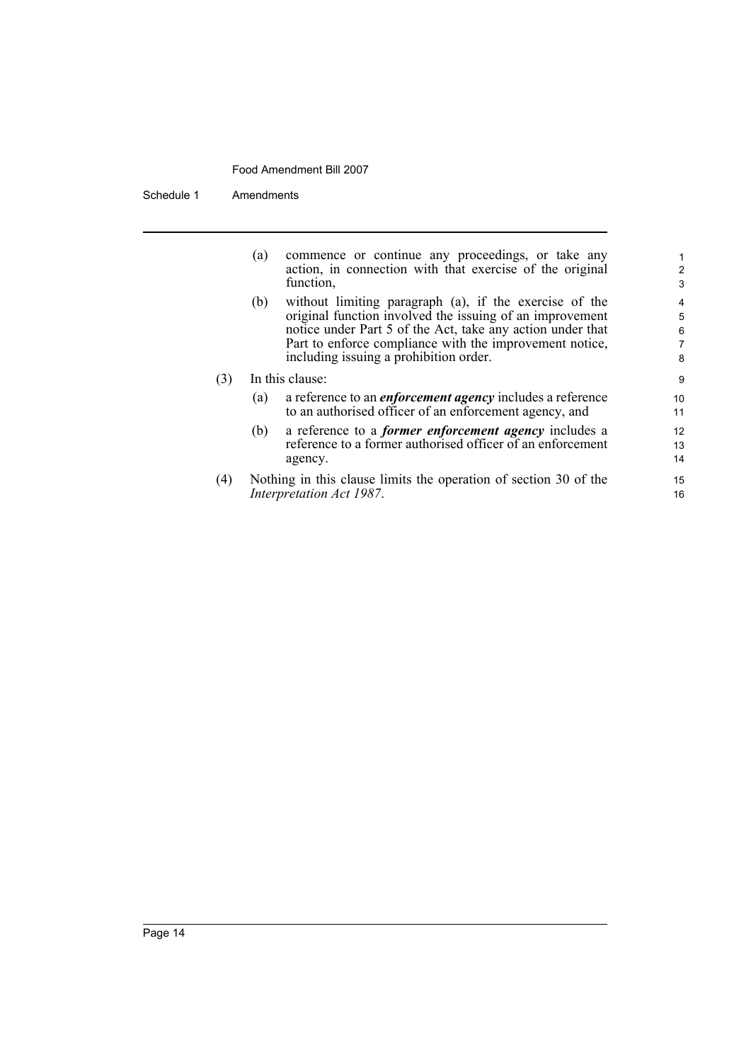(a) commence or continue any proceedings, or take any action, in connection with that exercise of the original function,

(b) without limiting paragraph (a), if the exercise of the original function involved the issuing of an improvement notice under Part 5 of the Act, take any action under that Part to enforce compliance with the improvement notice, including issuing a prohibition order.

(3) In this clause:

(a) a reference to an ***enforcement agency*** includes a reference to an authorised officer of an enforcement agency, and

(b) a reference to a ***former enforcement agency*** includes a reference to a former authorised officer of an enforcement agency.

(4) Nothing in this clause limits the operation of section 30 of the *Interpretation Act 1987*.